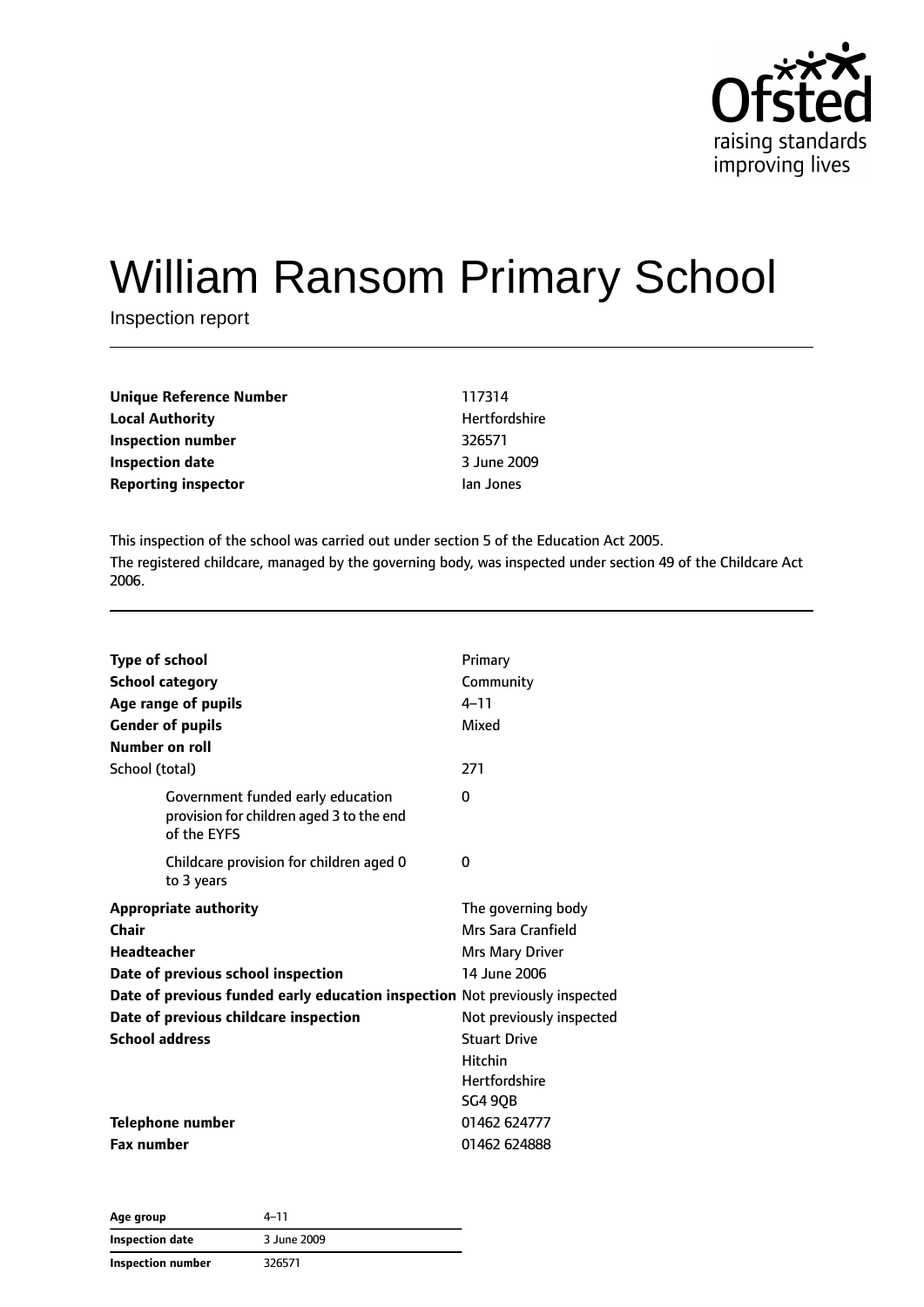# William Ransom Primary School

Inspection report

| | |
|---|---|
| **Unique Reference Number** | 117314 |
| **Local Authority** | Hertfordshire |
| **Inspection number** | 326571 |
| **Inspection date** | 3 June 2009 |
| **Reporting inspector** | Ian Jones |

This inspection of the school was carried out under section 5 of the Education Act 2005.

The registered childcare, managed by the governing body, was inspected under section 49 of the Childcare Act 2006.

| | |
|---|---|
| **Type of school** | Primary |
| **School category** | Community |
| **Age range of pupils** | 4–11 |
| **Gender of pupils** | Mixed |
| **Number on roll** | |
| School (total) | 271 |
| Government funded early education provision for children aged 3 to the end of the EYFS | 0 |
| Childcare provision for children aged 0 to 3 years | 0 |
| **Appropriate authority** | The governing body |
| **Chair** | Mrs Sara Cranfield |
| **Headteacher** | Mrs Mary Driver |
| **Date of previous school inspection** | 14 June 2006 |
| **Date of previous funded early education inspection** | Not previously inspected |
| **Date of previous childcare inspection** | Not previously inspected |
| **School address** | Stuart Drive<br>Hitchin<br>Hertfordshire<br>SG4 9QB |
| **Telephone number** | 01462 624777 |
| **Fax number** | 01462 624888 |

| | |
|---|---|
| **Age group** | 4–11 |
| **Inspection date** | 3 June 2009 |
| **Inspection number** | 326571 |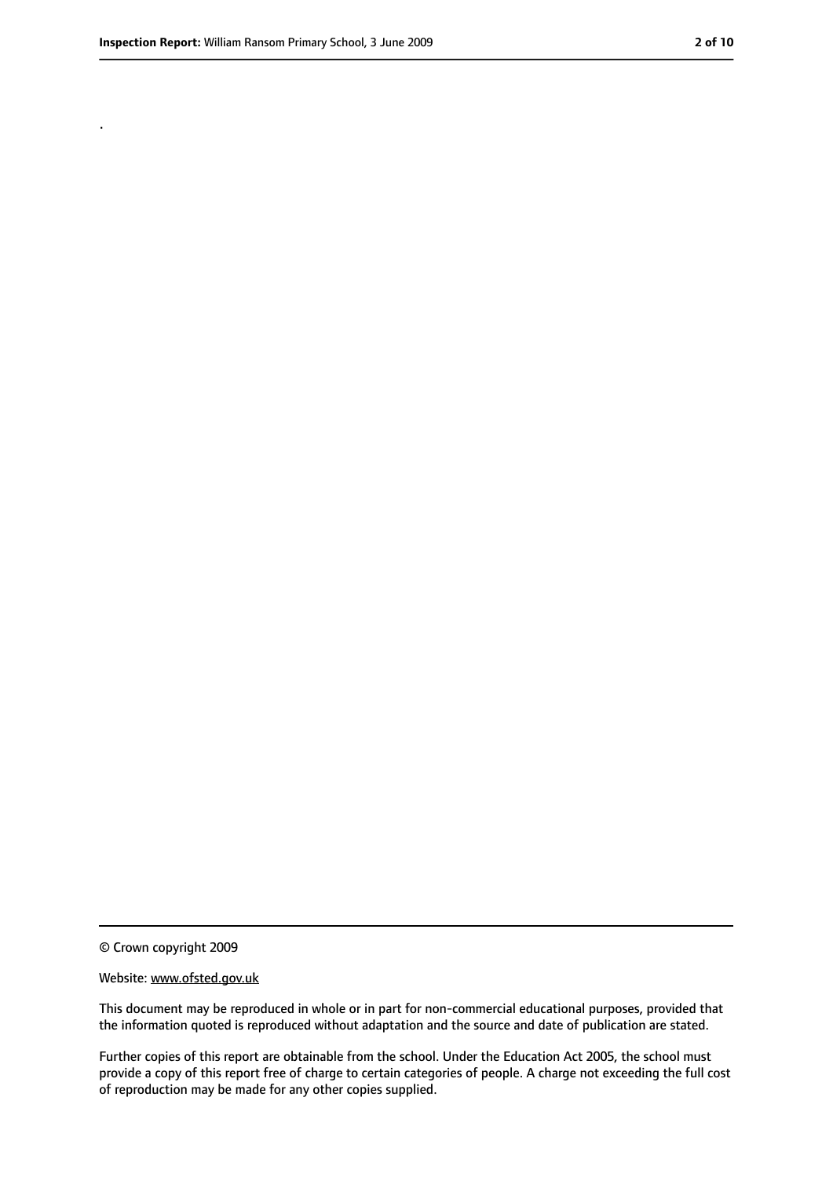.

© Crown copyright 2009

Website: www.ofsted.gov.uk

This document may be reproduced in whole or in part for non-commercial educational purposes, provided that the information quoted is reproduced without adaptation and the source and date of publication are stated.

Further copies of this report are obtainable from the school. Under the Education Act 2005, the school must provide a copy of this report free of charge to certain categories of people. A charge not exceeding the full cost of reproduction may be made for any other copies supplied.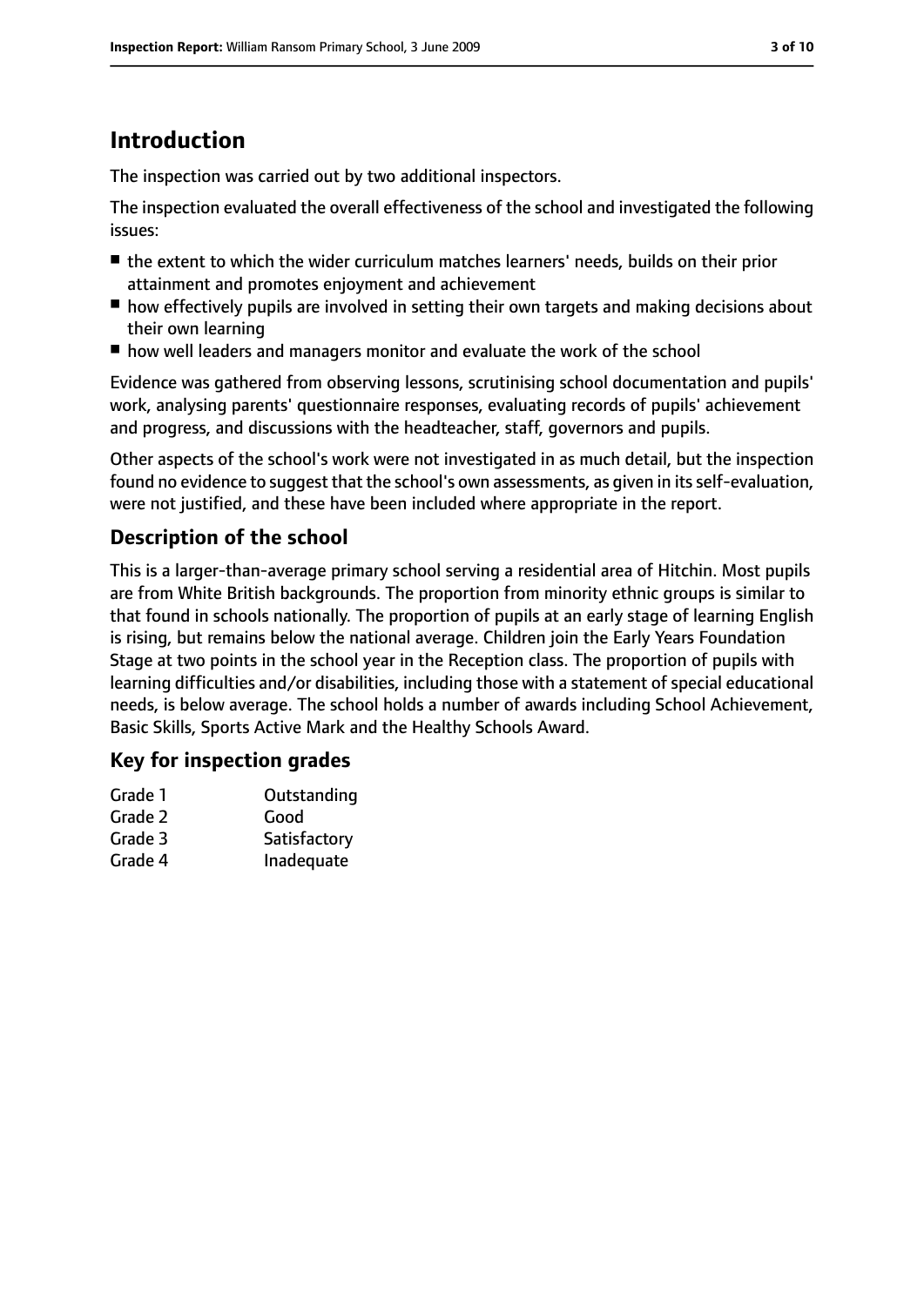# Introduction

The inspection was carried out by two additional inspectors.

The inspection evaluated the overall effectiveness of the school and investigated the following issues:

- the extent to which the wider curriculum matches learners' needs, builds on their prior attainment and promotes enjoyment and achievement
- how effectively pupils are involved in setting their own targets and making decisions about their own learning
- how well leaders and managers monitor and evaluate the work of the school

Evidence was gathered from observing lessons, scrutinising school documentation and pupils' work, analysing parents' questionnaire responses, evaluating records of pupils' achievement and progress, and discussions with the headteacher, staff, governors and pupils.

Other aspects of the school's work were not investigated in as much detail, but the inspection found no evidence to suggest that the school's own assessments, as given in its self-evaluation, were not justified, and these have been included where appropriate in the report.

## Description of the school

This is a larger-than-average primary school serving a residential area of Hitchin. Most pupils are from White British backgrounds. The proportion from minority ethnic groups is similar to that found in schools nationally. The proportion of pupils at an early stage of learning English is rising, but remains below the national average. Children join the Early Years Foundation Stage at two points in the school year in the Reception class. The proportion of pupils with learning difficulties and/or disabilities, including those with a statement of special educational needs, is below average. The school holds a number of awards including School Achievement, Basic Skills, Sports Active Mark and the Healthy Schools Award.

## Key for inspection grades

| | |
|---|---|
| Grade 1 | Outstanding |
| Grade 2 | Good |
| Grade 3 | Satisfactory |
| Grade 4 | Inadequate |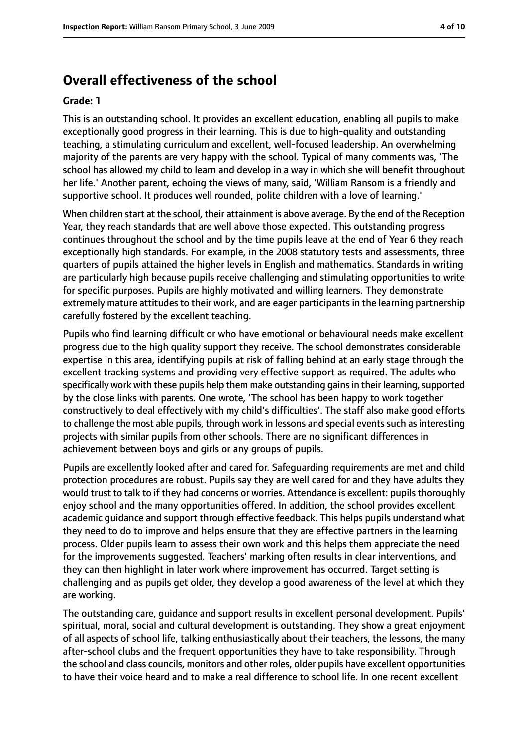## Overall effectiveness of the school

**Grade: 1**

This is an outstanding school. It provides an excellent education, enabling all pupils to make exceptionally good progress in their learning. This is due to high-quality and outstanding teaching, a stimulating curriculum and excellent, well-focused leadership. An overwhelming majority of the parents are very happy with the school. Typical of many comments was, 'The school has allowed my child to learn and develop in a way in which she will benefit throughout her life.' Another parent, echoing the views of many, said, 'William Ransom is a friendly and supportive school. It produces well rounded, polite children with a love of learning.'

When children start at the school, their attainment is above average. By the end of the Reception Year, they reach standards that are well above those expected. This outstanding progress continues throughout the school and by the time pupils leave at the end of Year 6 they reach exceptionally high standards. For example, in the 2008 statutory tests and assessments, three quarters of pupils attained the higher levels in English and mathematics. Standards in writing are particularly high because pupils receive challenging and stimulating opportunities to write for specific purposes. Pupils are highly motivated and willing learners. They demonstrate extremely mature attitudes to their work, and are eager participants in the learning partnership carefully fostered by the excellent teaching.

Pupils who find learning difficult or who have emotional or behavioural needs make excellent progress due to the high quality support they receive. The school demonstrates considerable expertise in this area, identifying pupils at risk of falling behind at an early stage through the excellent tracking systems and providing very effective support as required. The adults who specifically work with these pupils help them make outstanding gains in their learning, supported by the close links with parents. One wrote, 'The school has been happy to work together constructively to deal effectively with my child's difficulties'. The staff also make good efforts to challenge the most able pupils, through work in lessons and special events such as interesting projects with similar pupils from other schools. There are no significant differences in achievement between boys and girls or any groups of pupils.

Pupils are excellently looked after and cared for. Safeguarding requirements are met and child protection procedures are robust. Pupils say they are well cared for and they have adults they would trust to talk to if they had concerns or worries. Attendance is excellent: pupils thoroughly enjoy school and the many opportunities offered. In addition, the school provides excellent academic guidance and support through effective feedback. This helps pupils understand what they need to do to improve and helps ensure that they are effective partners in the learning process. Older pupils learn to assess their own work and this helps them appreciate the need for the improvements suggested. Teachers' marking often results in clear interventions, and they can then highlight in later work where improvement has occurred. Target setting is challenging and as pupils get older, they develop a good awareness of the level at which they are working.

The outstanding care, guidance and support results in excellent personal development. Pupils' spiritual, moral, social and cultural development is outstanding. They show a great enjoyment of all aspects of school life, talking enthusiastically about their teachers, the lessons, the many after-school clubs and the frequent opportunities they have to take responsibility. Through the school and class councils, monitors and other roles, older pupils have excellent opportunities to have their voice heard and to make a real difference to school life. In one recent excellent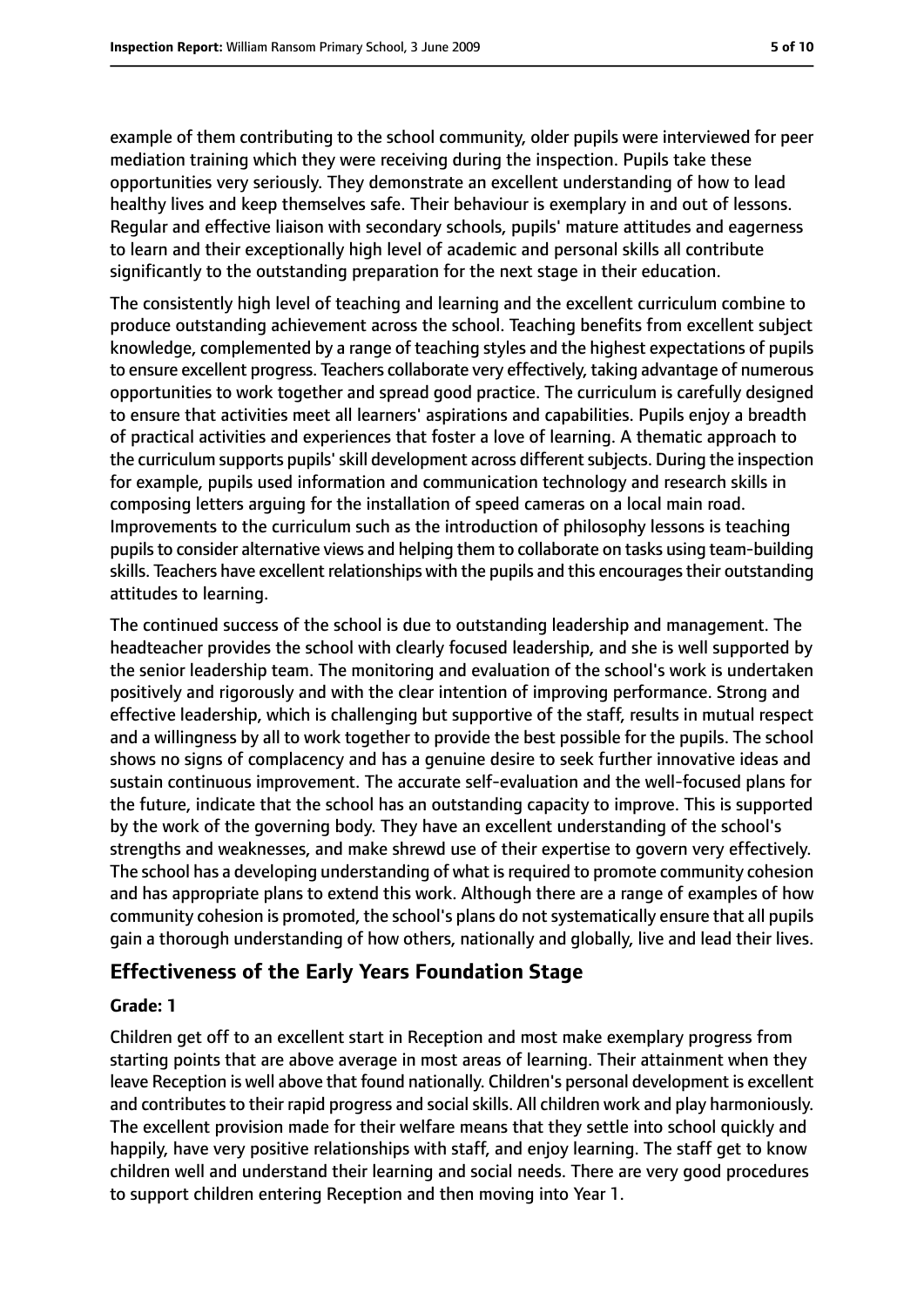example of them contributing to the school community, older pupils were interviewed for peer mediation training which they were receiving during the inspection. Pupils take these opportunities very seriously. They demonstrate an excellent understanding of how to lead healthy lives and keep themselves safe. Their behaviour is exemplary in and out of lessons. Regular and effective liaison with secondary schools, pupils' mature attitudes and eagerness to learn and their exceptionally high level of academic and personal skills all contribute significantly to the outstanding preparation for the next stage in their education.

The consistently high level of teaching and learning and the excellent curriculum combine to produce outstanding achievement across the school. Teaching benefits from excellent subject knowledge, complemented by a range of teaching styles and the highest expectations of pupils to ensure excellent progress. Teachers collaborate very effectively, taking advantage of numerous opportunities to work together and spread good practice. The curriculum is carefully designed to ensure that activities meet all learners' aspirations and capabilities. Pupils enjoy a breadth of practical activities and experiences that foster a love of learning. A thematic approach to the curriculum supports pupils' skill development across different subjects. During the inspection for example, pupils used information and communication technology and research skills in composing letters arguing for the installation of speed cameras on a local main road. Improvements to the curriculum such as the introduction of philosophy lessons is teaching pupils to consider alternative views and helping them to collaborate on tasks using team-building skills. Teachers have excellent relationships with the pupils and this encourages their outstanding attitudes to learning.

The continued success of the school is due to outstanding leadership and management. The headteacher provides the school with clearly focused leadership, and she is well supported by the senior leadership team. The monitoring and evaluation of the school's work is undertaken positively and rigorously and with the clear intention of improving performance. Strong and effective leadership, which is challenging but supportive of the staff, results in mutual respect and a willingness by all to work together to provide the best possible for the pupils. The school shows no signs of complacency and has a genuine desire to seek further innovative ideas and sustain continuous improvement. The accurate self-evaluation and the well-focused plans for the future, indicate that the school has an outstanding capacity to improve. This is supported by the work of the governing body. They have an excellent understanding of the school's strengths and weaknesses, and make shrewd use of their expertise to govern very effectively. The school has a developing understanding of what is required to promote community cohesion and has appropriate plans to extend this work. Although there are a range of examples of how community cohesion is promoted, the school's plans do not systematically ensure that all pupils gain a thorough understanding of how others, nationally and globally, live and lead their lives.

## Effectiveness of the Early Years Foundation Stage

**Grade: 1**

Children get off to an excellent start in Reception and most make exemplary progress from starting points that are above average in most areas of learning. Their attainment when they leave Reception is well above that found nationally. Children's personal development is excellent and contributes to their rapid progress and social skills. All children work and play harmoniously. The excellent provision made for their welfare means that they settle into school quickly and happily, have very positive relationships with staff, and enjoy learning. The staff get to know children well and understand their learning and social needs. There are very good procedures to support children entering Reception and then moving into Year 1.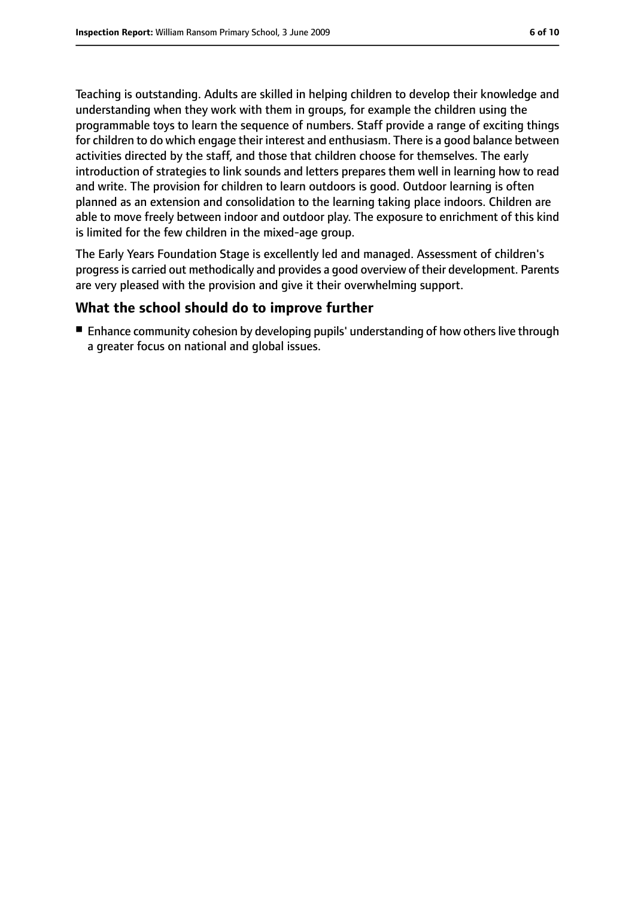Teaching is outstanding. Adults are skilled in helping children to develop their knowledge and understanding when they work with them in groups, for example the children using the programmable toys to learn the sequence of numbers. Staff provide a range of exciting things for children to do which engage their interest and enthusiasm. There is a good balance between activities directed by the staff, and those that children choose for themselves. The early introduction of strategies to link sounds and letters prepares them well in learning how to read and write. The provision for children to learn outdoors is good. Outdoor learning is often planned as an extension and consolidation to the learning taking place indoors. Children are able to move freely between indoor and outdoor play. The exposure to enrichment of this kind is limited for the few children in the mixed-age group.

The Early Years Foundation Stage is excellently led and managed. Assessment of children's progress is carried out methodically and provides a good overview of their development. Parents are very pleased with the provision and give it their overwhelming support.

## What the school should do to improve further

- Enhance community cohesion by developing pupils' understanding of how others live through a greater focus on national and global issues.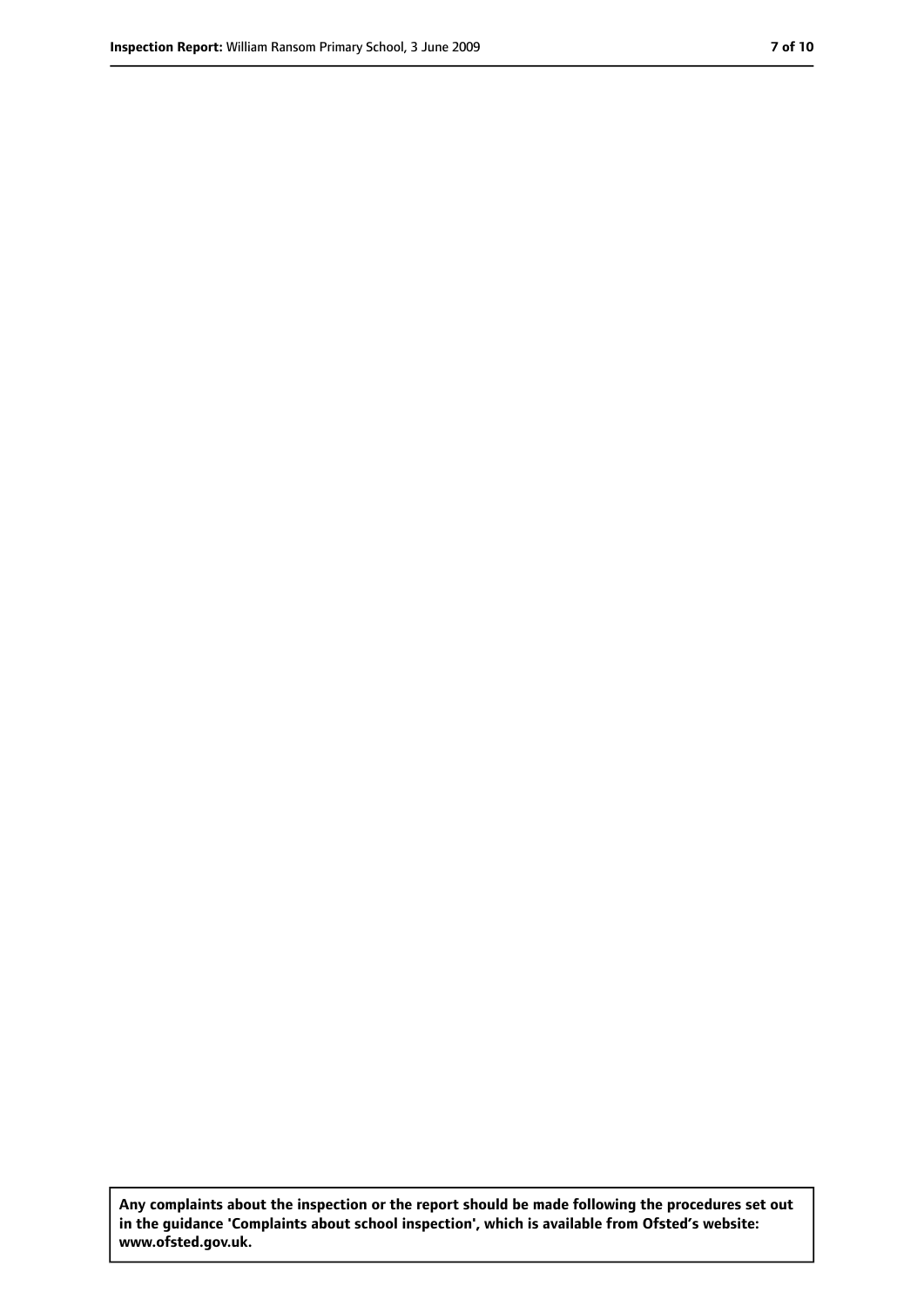**Any complaints about the inspection or the report should be made following the procedures set out in the guidance 'Complaints about school inspection', which is available from Ofsted's website: www.ofsted.gov.uk.**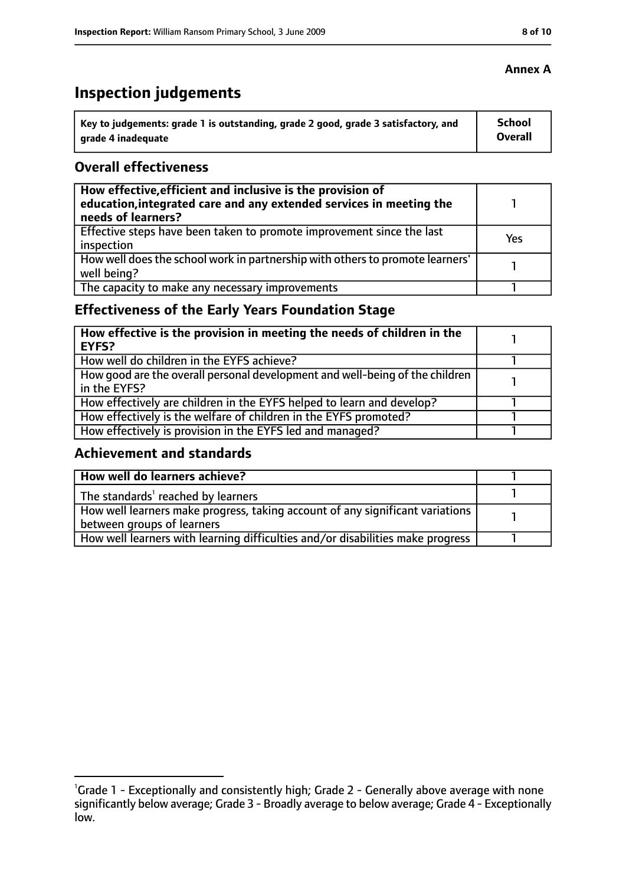**Annex A**

# Inspection judgements

| Key to judgements: grade 1 is outstanding, grade 2 good, grade 3 satisfactory, and grade 4 inadequate | School Overall |
|---|---|

## Overall effectiveness

| | |
|---|---|
| **How effective,efficient and inclusive is the provision of education,integrated care and any extended services in meeting the needs of learners?** | 1 |
| Effective steps have been taken to promote improvement since the last inspection | Yes |
| How well does the school work in partnership with others to promote learners' well being? | 1 |
| The capacity to make any necessary improvements | 1 |

## Effectiveness of the Early Years Foundation Stage

| | |
|---|---|
| **How effective is the provision in meeting the needs of children in the EYFS?** | 1 |
| How well do children in the EYFS achieve? | 1 |
| How good are the overall personal development and well-being of the children in the EYFS? | 1 |
| How effectively are children in the EYFS helped to learn and develop? | 1 |
| How effectively is the welfare of children in the EYFS promoted? | 1 |
| How effectively is provision in the EYFS led and managed? | 1 |

## Achievement and standards

| | |
|---|---|
| **How well do learners achieve?** | 1 |
| The standards[1] reached by learners | 1 |
| How well learners make progress, taking account of any significant variations between groups of learners | 1 |
| How well learners with learning difficulties and/or disabilities make progress | 1 |

[1]Grade 1 - Exceptionally and consistently high; Grade 2 - Generally above average with none significantly below average; Grade 3 - Broadly average to below average; Grade 4 - Exceptionally low.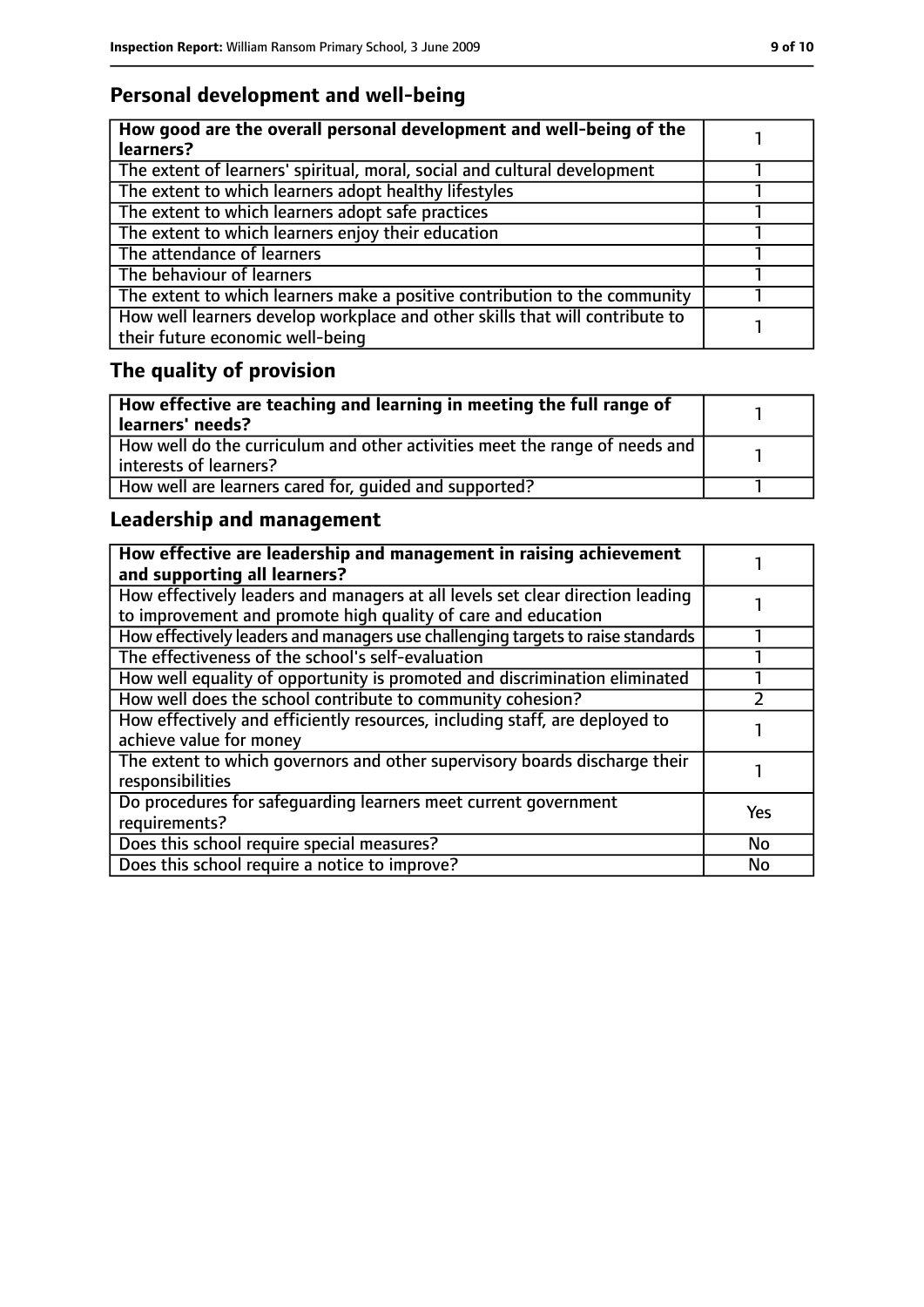## Personal development and well-being

| How good are the overall personal development and well-being of the learners? | 1 |
|---|---|
| The extent of learners' spiritual, moral, social and cultural development | 1 |
| The extent to which learners adopt healthy lifestyles | 1 |
| The extent to which learners adopt safe practices | 1 |
| The extent to which learners enjoy their education | 1 |
| The attendance of learners | 1 |
| The behaviour of learners | 1 |
| The extent to which learners make a positive contribution to the community | 1 |
| How well learners develop workplace and other skills that will contribute to their future economic well-being | 1 |

## The quality of provision

| How effective are teaching and learning in meeting the full range of learners' needs? | 1 |
|---|---|
| How well do the curriculum and other activities meet the range of needs and interests of learners? | 1 |
| How well are learners cared for, guided and supported? | 1 |

## Leadership and management

| How effective are leadership and management in raising achievement and supporting all learners? | 1 |
|---|---|
| How effectively leaders and managers at all levels set clear direction leading to improvement and promote high quality of care and education | 1 |
| How effectively leaders and managers use challenging targets to raise standards | 1 |
| The effectiveness of the school's self-evaluation | 1 |
| How well equality of opportunity is promoted and discrimination eliminated | 1 |
| How well does the school contribute to community cohesion? | 2 |
| How effectively and efficiently resources, including staff, are deployed to achieve value for money | 1 |
| The extent to which governors and other supervisory boards discharge their responsibilities | 1 |
| Do procedures for safeguarding learners meet current government requirements? | Yes |
| Does this school require special measures? | No |
| Does this school require a notice to improve? | No |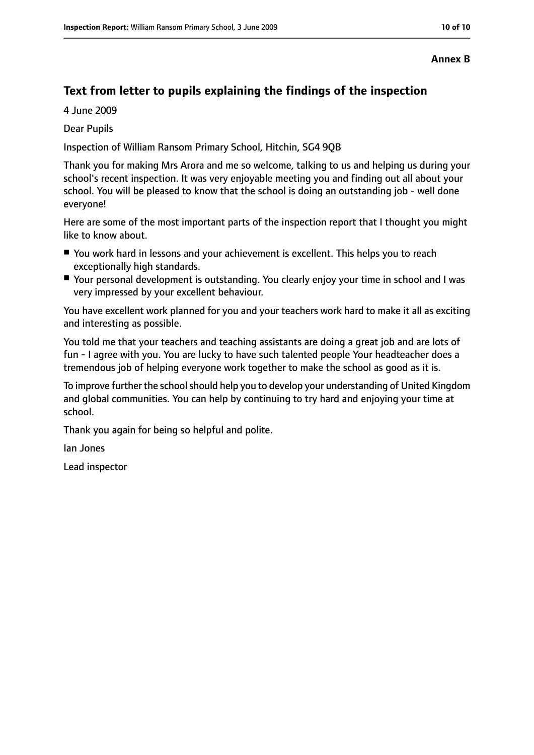**Annex B**

## Text from letter to pupils explaining the findings of the inspection

4 June 2009

Dear Pupils

Inspection of William Ransom Primary School, Hitchin, SG4 9QB

Thank you for making Mrs Arora and me so welcome, talking to us and helping us during your school's recent inspection. It was very enjoyable meeting you and finding out all about your school. You will be pleased to know that the school is doing an outstanding job - well done everyone!

Here are some of the most important parts of the inspection report that I thought you might like to know about.

- You work hard in lessons and your achievement is excellent. This helps you to reach exceptionally high standards.
- Your personal development is outstanding. You clearly enjoy your time in school and I was very impressed by your excellent behaviour.

You have excellent work planned for you and your teachers work hard to make it all as exciting and interesting as possible.

You told me that your teachers and teaching assistants are doing a great job and are lots of fun - I agree with you. You are lucky to have such talented people Your headteacher does a tremendous job of helping everyone work together to make the school as good as it is.

To improve further the school should help you to develop your understanding of United Kingdom and global communities. You can help by continuing to try hard and enjoying your time at school.

Thank you again for being so helpful and polite.

Ian Jones

Lead inspector